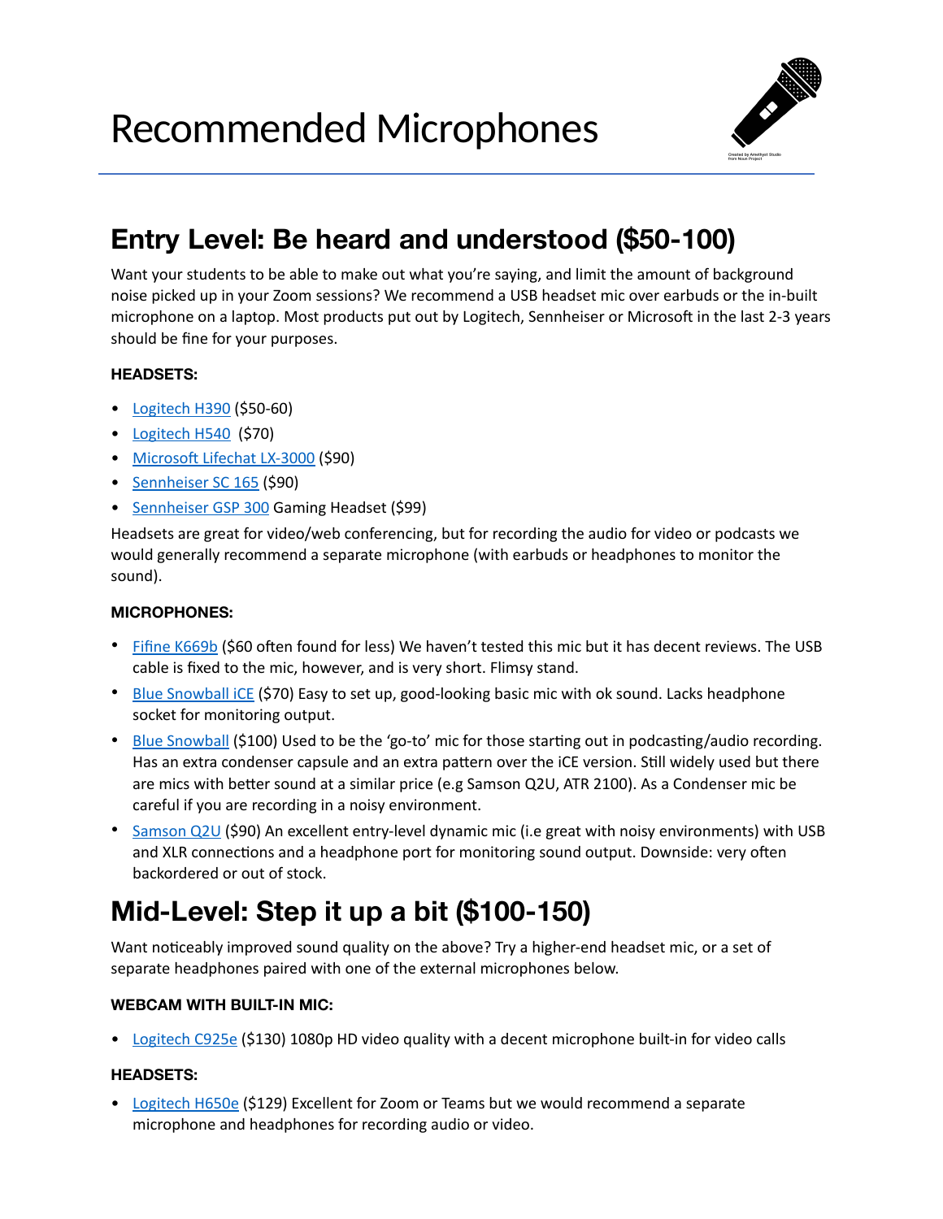# Recommended Microphones

## Entry Level: Be heard and understood ($50-100)

Want your students to be able to make out what you're saying, and limit the amount of background noise picked up in your Zoom sessions? We recommend a USB headset mic over earbuds or the in-built microphone on a laptop. Most products put out by Logitech, Sennheiser or Microsoft in the last 2-3 years should be fine for your purposes.

#### HEADSETS:

- Logitech H390 ($50-60)
- Logitech H540 ($70)
- Microsoft Lifechat LX-3000 ($90)
- Sennheiser SC 165 ($90)
- Sennheiser GSP 300 Gaming Headset ($99)

Headsets are great for video/web conferencing, but for recording the audio for video or podcasts we would generally recommend a separate microphone (with earbuds or headphones to monitor the sound).

#### MICROPHONES:

- Fifine K669b ($60 often found for less) We haven't tested this mic but it has decent reviews. The USB cable is fixed to the mic, however, and is very short. Flimsy stand.
- Blue Snowball iCE ($70) Easy to set up, good-looking basic mic with ok sound. Lacks headphone socket for monitoring output.
- Blue Snowball ($100) Used to be the 'go-to' mic for those starting out in podcasting/audio recording. Has an extra condenser capsule and an extra pattern over the iCE version. Still widely used but there are mics with better sound at a similar price (e.g Samson Q2U, ATR 2100). As a Condenser mic be careful if you are recording in a noisy environment.
- Samson Q2U ($90) An excellent entry-level dynamic mic (i.e great with noisy environments) with USB and XLR connections and a headphone port for monitoring sound output. Downside: very often backordered or out of stock.

## Mid-Level: Step it up a bit ($100-150)

Want noticeably improved sound quality on the above? Try a higher-end headset mic, or a set of separate headphones paired with one of the external microphones below.

#### WEBCAM WITH BUILT-IN MIC:

- Logitech C925e ($130) 1080p HD video quality with a decent microphone built-in for video calls

#### HEADSETS:

- Logitech H650e ($129) Excellent for Zoom or Teams but we would recommend a separate microphone and headphones for recording audio or video.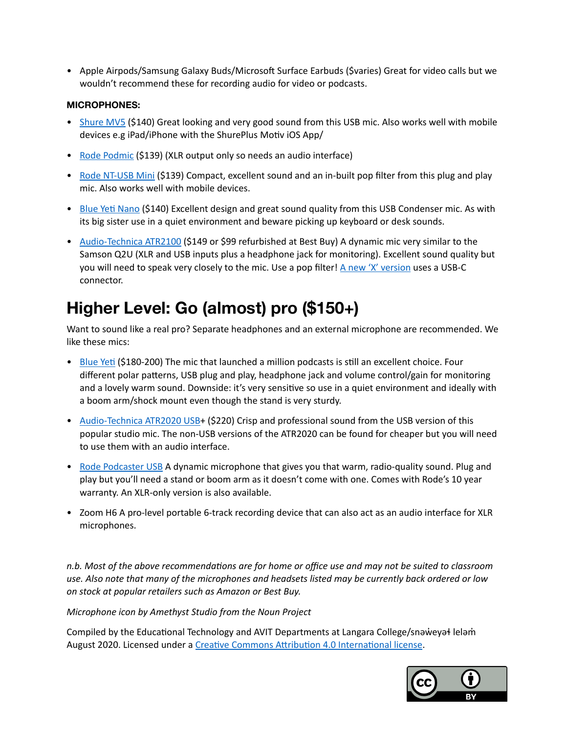- Apple Airpods/Samsung Galaxy Buds/Microsoft Surface Earbuds ($varies) Great for video calls but we wouldn't recommend these for recording audio for video or podcasts.

**MICROPHONES:**

- Shure MV5 ($140) Great looking and very good sound from this USB mic. Also works well with mobile devices e.g iPad/iPhone with the ShurePlus Motiv iOS App/
- Rode Podmic ($139) (XLR output only so needs an audio interface)
- Rode NT-USB Mini ($139) Compact, excellent sound and an in-built pop filter from this plug and play mic. Also works well with mobile devices.
- Blue Yeti Nano ($140) Excellent design and great sound quality from this USB Condenser mic. As with its big sister use in a quiet environment and beware picking up keyboard or desk sounds.
- Audio-Technica ATR2100 ($149 or $99 refurbished at Best Buy) A dynamic mic very similar to the Samson Q2U (XLR and USB inputs plus a headphone jack for monitoring). Excellent sound quality but you will need to speak very closely to the mic. Use a pop filter! A new 'X' version uses a USB-C connector.

# Higher Level: Go (almost) pro ($150+)

Want to sound like a real pro? Separate headphones and an external microphone are recommended. We like these mics:

- Blue Yeti ($180-200) The mic that launched a million podcasts is still an excellent choice. Four different polar patterns, USB plug and play, headphone jack and volume control/gain for monitoring and a lovely warm sound. Downside: it's very sensitive so use in a quiet environment and ideally with a boom arm/shock mount even though the stand is very sturdy.
- Audio-Technica ATR2020 USB+ ($220) Crisp and professional sound from the USB version of this popular studio mic. The non-USB versions of the ATR2020 can be found for cheaper but you will need to use them with an audio interface.
- Rode Podcaster USB A dynamic microphone that gives you that warm, radio-quality sound. Plug and play but you'll need a stand or boom arm as it doesn't come with one. Comes with Rode's 10 year warranty. An XLR-only version is also available.
- Zoom H6 A pro-level portable 6-track recording device that can also act as an audio interface for XLR microphones.

*n.b. Most of the above recommendations are for home or office use and may not be suited to classroom use. Also note that many of the microphones and headsets listed may be currently back ordered or low on stock at popular retailers such as Amazon or Best Buy.*

*Microphone icon by Amethyst Studio from the Noun Project*

Compiled by the Educational Technology and AVIT Departments at Langara College/snəw̓eyəɬ leləm̓ August 2020. Licensed under a Creative Commons Attribution 4.0 International license.